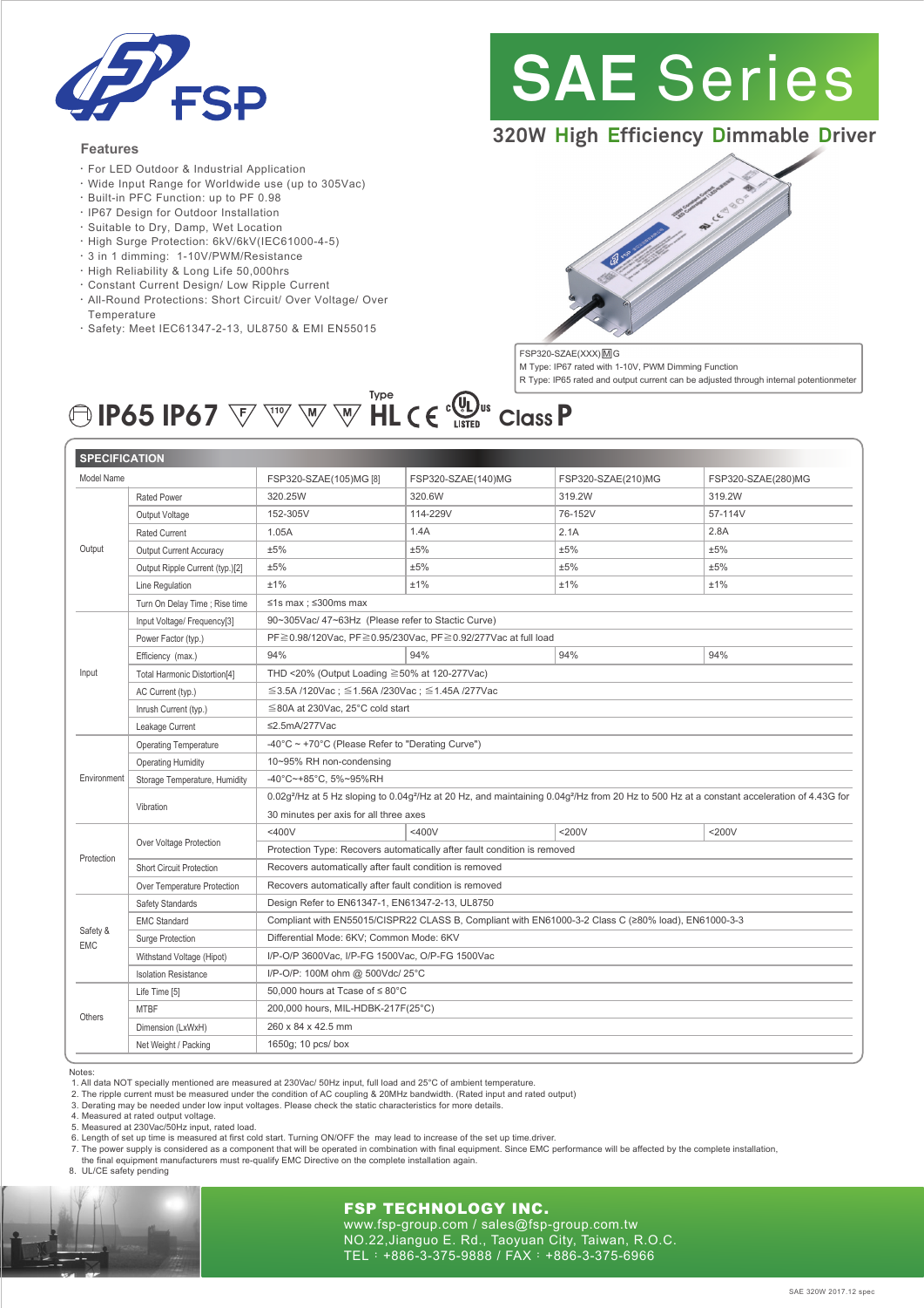FSP

# SAE Series

## 320W High Efficiency Dimmable Driver

### Features

- For LED Outdoor & Industrial Application
- Wide Input Range for Worldwide use (up to 305Vac)
- Built-in PFC Function: up to PF 0.98
- IP67 Design for Outdoor Installation
- Suitable to Dry, Damp, Wet Location
- High Surge Protection: 6kV/6kV(IEC61000-4-5)
- 3 in 1 dimming: 1-10V/PWM/Resistance
- High Reliability & Long Life 50,000hrs
- Constant Current Design/ Low Ripple Current
- All-Round Protections: Short Circuit/ Over Voltage/ Over Temperature
- Safety: Meet IEC61347-2-13, UL8750 & EMI EN55015

FSP320-SZAE(XXX)MG
M Type: IP67 rated with 1-10V, PWM Dimming Function
R Type: IP65 rated and output current can be adjusted through internal potentionmeter

IP65 IP67 F 110 M M Type HL CE cULus LISTED Class P

### SPECIFICATION

| Model Name | | FSP320-SZAE(105)MG [8] | FSP320-SZAE(140)MG | FSP320-SZAE(210)MG | FSP320-SZAE(280)MG |
|---|---|---|---|---|---|
| Output | Rated Power | 320.25W | 320.6W | 319.2W | 319.2W |
| | Output Voltage | 152-305V | 114-229V | 76-152V | 57-114V |
| | Rated Current | 1.05A | 1.4A | 2.1A | 2.8A |
| | Output Current Accuracy | ±5% | ±5% | ±5% | ±5% |
| | Output Ripple Current (typ.)[2] | ±5% | ±5% | ±5% | ±5% |
| | Line Regulation | ±1% | ±1% | ±1% | ±1% |
| | Turn On Delay Time ; Rise time | ≤1s max ; ≤300ms max | | | |
| Input | Input Voltage/ Frequency[3] | 90~305Vac/ 47~63Hz (Please refer to Stactic Curve) | | | |
| | Power Factor (typ.) | PF≧0.98/120Vac, PF≧0.95/230Vac, PF≧0.92/277Vac at full load | | | |
| | Efficiency (max.) | 94% | 94% | 94% | 94% |
| | Total Harmonic Distortion[4] | THD <20% (Output Loading ≧50% at 120-277Vac) | | | |
| | AC Current (typ.) | ≦3.5A /120Vac ; ≦1.56A /230Vac ; ≦1.45A /277Vac | | | |
| | Inrush Current (typ.) | ≦80A at 230Vac, 25°C cold start | | | |
| | Leakage Current | ≤2.5mA/277Vac | | | |
| Environment | Operating Temperature | -40°C ~ +70°C (Please Refer to "Derating Curve") | | | |
| | Operating Humidity | 10~95% RH non-condensing | | | |
| | Storage Temperature, Humidity | -40°C~+85°C, 5%~95%RH | | | |
| | Vibration | 0.02g²/Hz at 5 Hz sloping to 0.04g²/Hz at 20 Hz, and maintaining 0.04g²/Hz from 20 Hz to 500 Hz at a constant acceleration of 4.43G for 30 minutes per axis for all three axes | | | |
| Protection | Over Voltage Protection | <400V | <400V | <200V | <200V |
| | | Protection Type: Recovers automatically after fault condition is removed | | | |
| | Short Circuit Protection | Recovers automatically after fault condition is removed | | | |
| | Over Temperature Protection | Recovers automatically after fault condition is removed | | | |
| Safety & EMC | Safety Standards | Design Refer to EN61347-1, EN61347-2-13, UL8750 | | | |
| | EMC Standard | Compliant with EN55015/CISPR22 CLASS B, Compliant with EN61000-3-2 Class C (≥80% load), EN61000-3-3 | | | |
| | Surge Protection | Differential Mode: 6KV; Common Mode: 6KV | | | |
| | Withstand Voltage (Hipot) | I/P-O/P 3600Vac, I/P-FG 1500Vac, O/P-FG 1500Vac | | | |
| | Isolation Resistance | I/P-O/P: 100M ohm @ 500Vdc/ 25°C | | | |
| Others | Life Time [5] | 50,000 hours at Tcase of ≤ 80°C | | | |
| | MTBF | 200,000 hours, MIL-HDBK-217F(25°C) | | | |
| | Dimension (LxWxH) | 260 x 84 x 42.5 mm | | | |
| | Net Weight / Packing | 1650g; 10 pcs/ box | | | |

Notes:
1. All data NOT specially mentioned are measured at 230Vac/ 50Hz input, full load and 25°C of ambient temperature.
2. The ripple current must be measured under the condition of AC coupling & 20MHz bandwidth. (Rated input and rated output)
3. Derating may be needed under low input voltages. Please check the static characteristics for more details.
4. Measured at rated output voltage.
5. Measured at 230Vac/50Hz input, rated load.
6. Length of set up time is measured at first cold start. Turning ON/OFF the may lead to increase of the set up time.driver.
7. The power supply is considered as a component that will be operated in combination with final equipment. Since EMC performance will be affected by the complete installation, the final equipment manufacturers must re-qualify EMC Directive on the complete installation again.
8. UL/CE safety pending

**FSP TECHNOLOGY INC.**
www.fsp-group.com / sales@fsp-group.com.tw
NO.22,Jianguo E. Rd., Taoyuan City, Taiwan, R.O.C.
TEL：+886-3-375-9888 / FAX：+886-3-375-6966

SAE 320W 2017.12 spec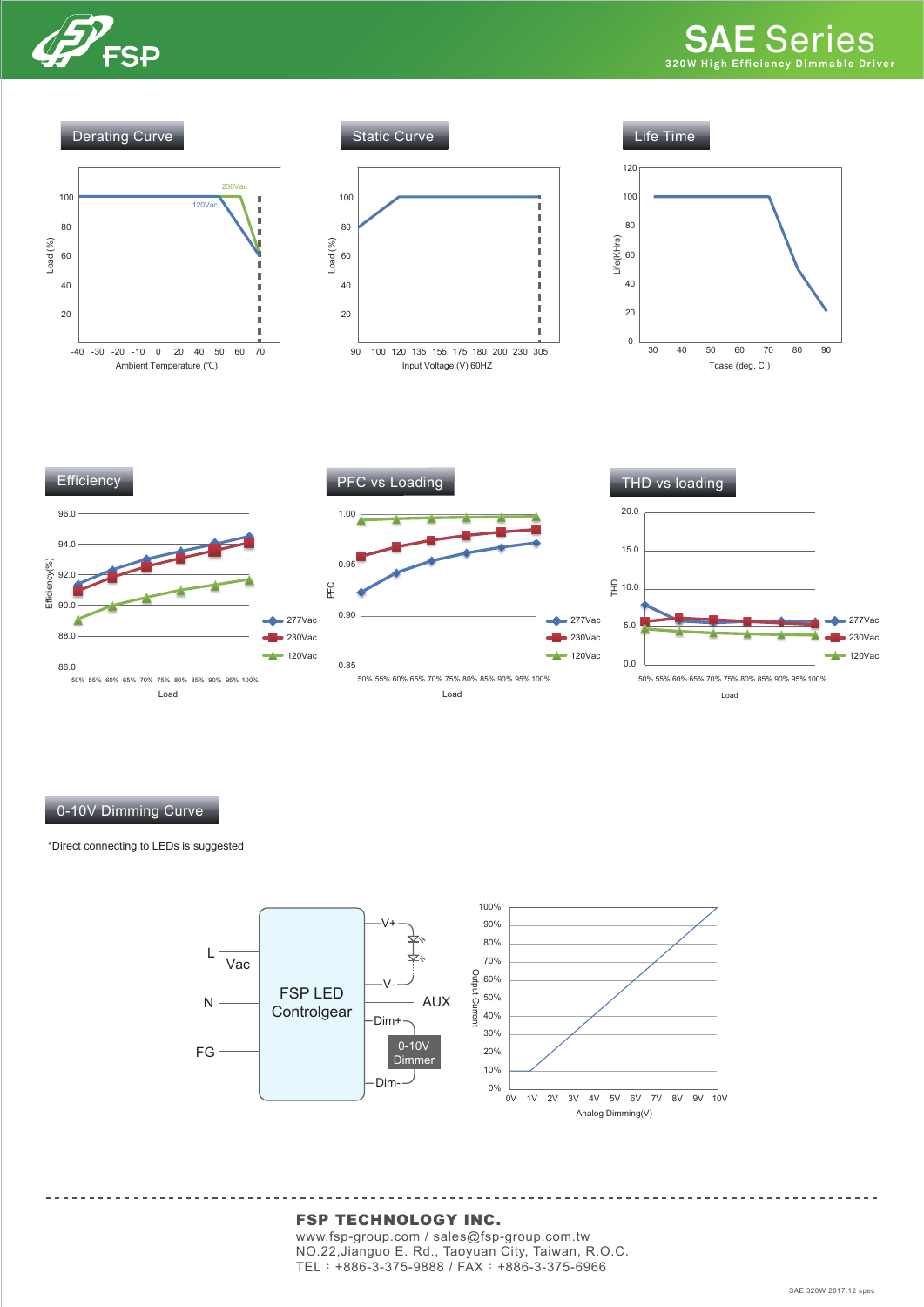## Derating Curve

## Static Curve

## Life Time

## Efficiency

## PFC vs Loading

## THD vs loading

## 0-10V Dimming Curve

*Direct connecting to LEDs is suggested

**FSP TECHNOLOGY INC.**
www.fsp-group.com / sales@fsp-group.com.tw
NO.22,Jianguo E. Rd., Taoyuan City, Taiwan, R.O.C.
TEL：+886-3-375-9888 / FAX：+886-3-375-6966

SAE 320W 2017.12 spec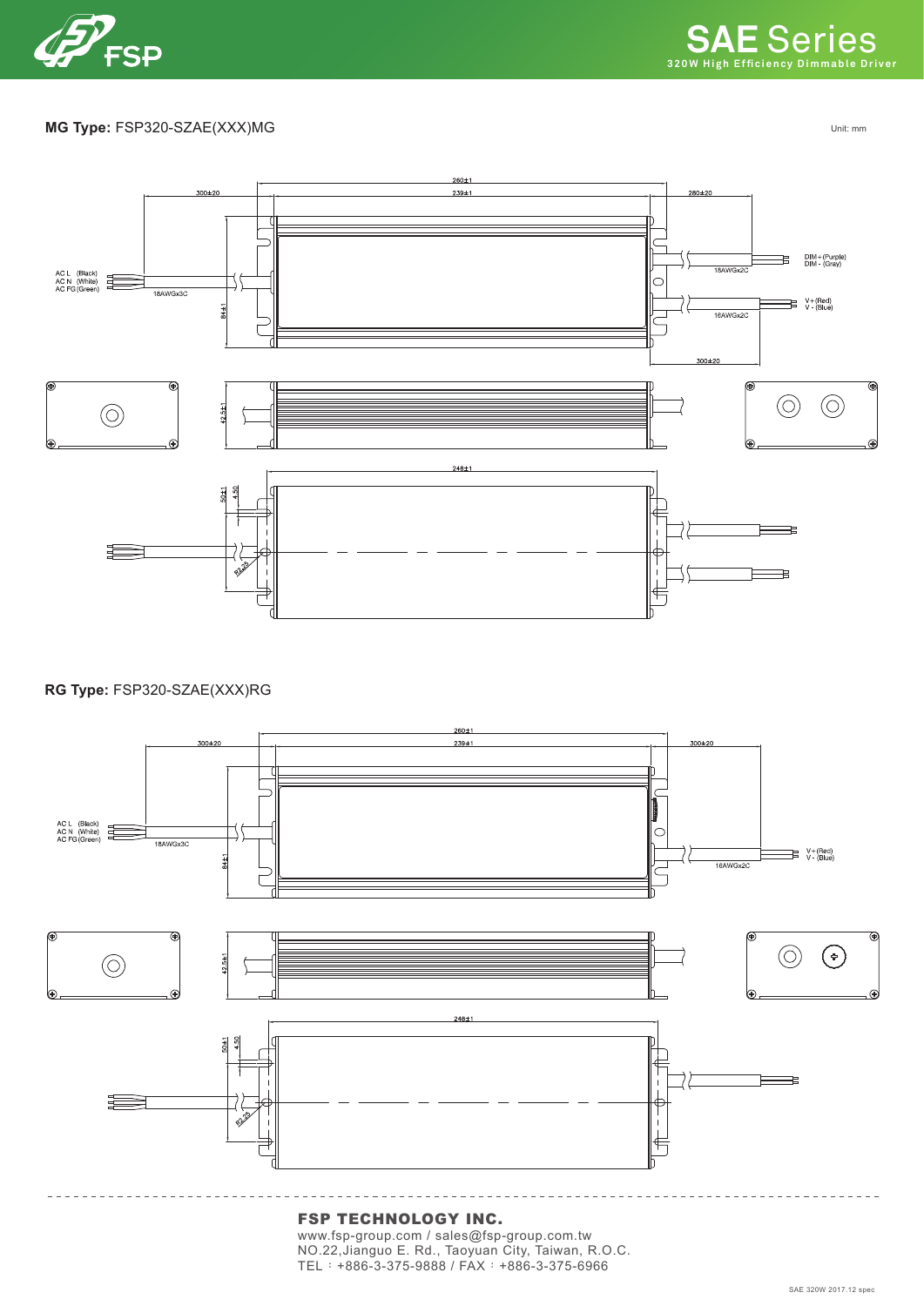**MG Type:** FSP320-SZAE(XXX)MG

Unit: mm

260±1
239±1
300±20
280±20
AC L (Black)
AC N (White)
AC FG (Green)
18AWGx3C
84±1
18AWGx2C
DIM+ (Purple)
DIM - (Gray)
16AWGx2C
V+ (Red)
V - (Blue)
300±20
42.5±1
248±1
50±1
4.50
R2.25

**RG Type:** FSP320-SZAE(XXX)RG

260±1
239±1
300±20
300±20
AC L (Black)
AC N (White)
AC FG (Green)
18AWGx3C
84±1
16AWGx2C
V+ (Red)
V - (Blue)
42.5±1
248±1
50±1
4.50
R2.25

**FSP TECHNOLOGY INC.**

www.fsp-group.com / sales@fsp-group.com.tw
NO.22,Jianguo E. Rd., Taoyuan City, Taiwan, R.O.C.
TEL：+886-3-375-9888 / FAX：+886-3-375-6966

SAE 320W 2017.12 spec